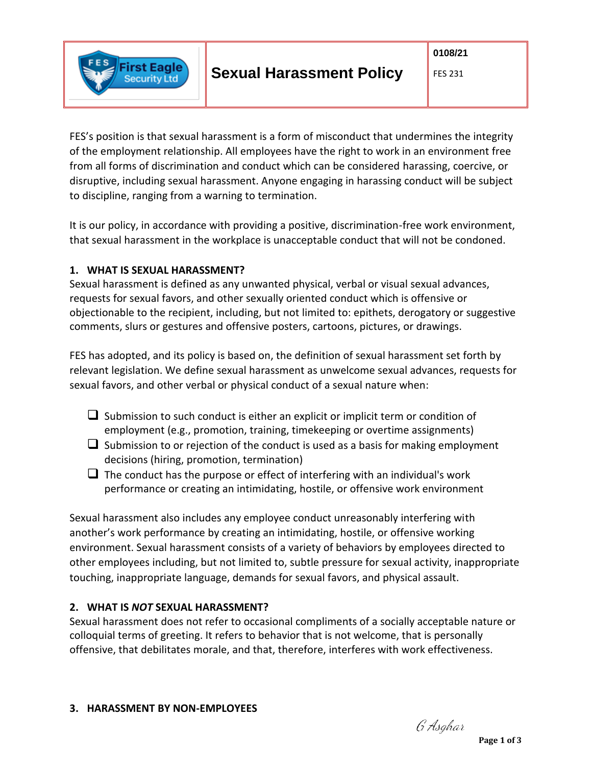| | Sexual Harassment Policy | 0108/21 FES 231 |
|---|---|---|

FES's position is that sexual harassment is a form of misconduct that undermines the integrity of the employment relationship. All employees have the right to work in an environment free from all forms of discrimination and conduct which can be considered harassing, coercive, or disruptive, including sexual harassment. Anyone engaging in harassing conduct will be subject to discipline, ranging from a warning to termination.

It is our policy, in accordance with providing a positive, discrimination-free work environment, that sexual harassment in the workplace is unacceptable conduct that will not be condoned.

## 1. WHAT IS SEXUAL HARASSMENT?

Sexual harassment is defined as any unwanted physical, verbal or visual sexual advances, requests for sexual favors, and other sexually oriented conduct which is offensive or objectionable to the recipient, including, but not limited to: epithets, derogatory or suggestive comments, slurs or gestures and offensive posters, cartoons, pictures, or drawings.

FES has adopted, and its policy is based on, the definition of sexual harassment set forth by relevant legislation. We define sexual harassment as unwelcome sexual advances, requests for sexual favors, and other verbal or physical conduct of a sexual nature when:

- Submission to such conduct is either an explicit or implicit term or condition of employment (e.g., promotion, training, timekeeping or overtime assignments)
- Submission to or rejection of the conduct is used as a basis for making employment decisions (hiring, promotion, termination)
- The conduct has the purpose or effect of interfering with an individual's work performance or creating an intimidating, hostile, or offensive work environment

Sexual harassment also includes any employee conduct unreasonably interfering with another's work performance by creating an intimidating, hostile, or offensive working environment. Sexual harassment consists of a variety of behaviors by employees directed to other employees including, but not limited to, subtle pressure for sexual activity, inappropriate touching, inappropriate language, demands for sexual favors, and physical assault.

## 2. WHAT IS *NOT* SEXUAL HARASSMENT?

Sexual harassment does not refer to occasional compliments of a socially acceptable nature or colloquial terms of greeting. It refers to behavior that is not welcome, that is personally offensive, that debilitates morale, and that, therefore, interferes with work effectiveness.

## 3. HARASSMENT BY NON-EMPLOYEES

G Asghar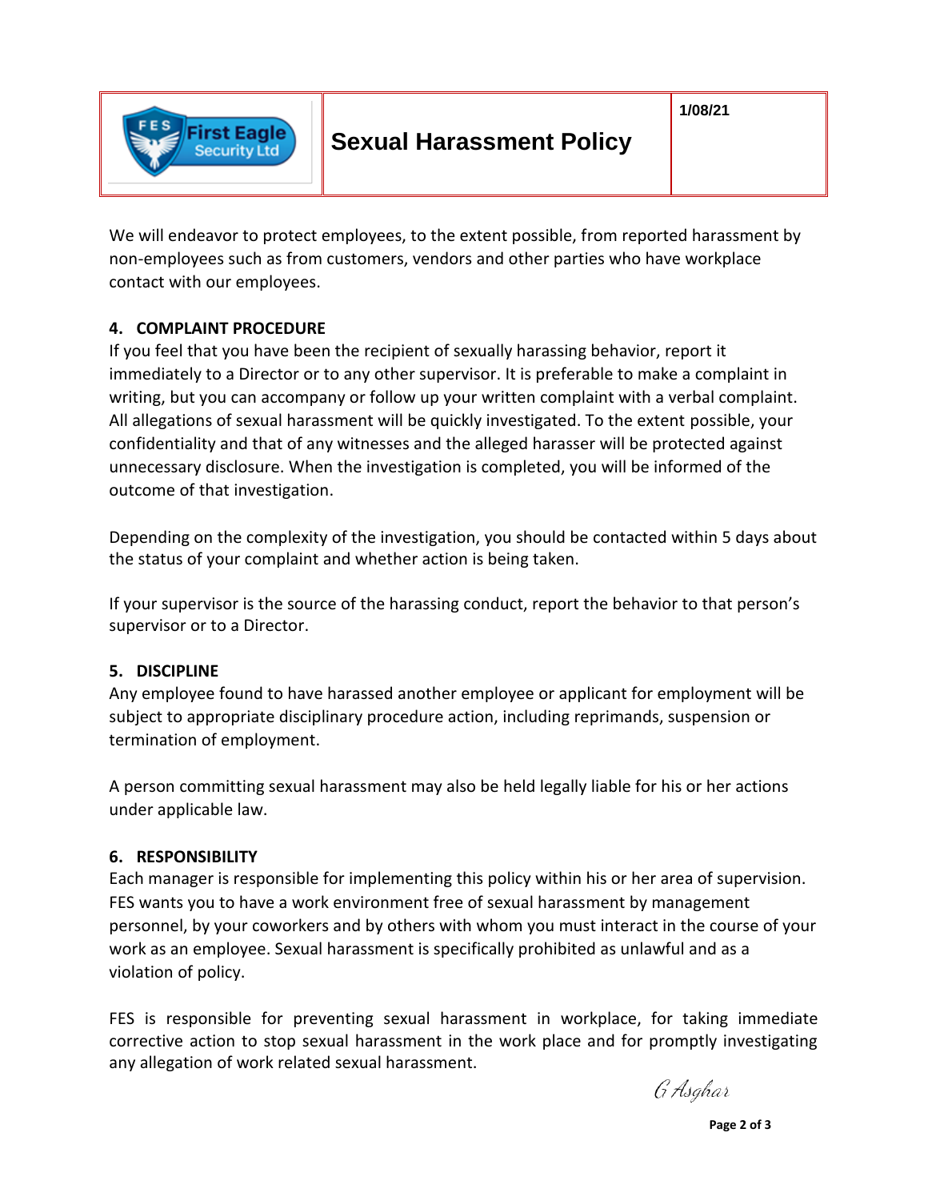We will endeavor to protect employees, to the extent possible, from reported harassment by non-employees such as from customers, vendors and other parties who have workplace contact with our employees.

## 4. COMPLAINT PROCEDURE

If you feel that you have been the recipient of sexually harassing behavior, report it immediately to a Director or to any other supervisor. It is preferable to make a complaint in writing, but you can accompany or follow up your written complaint with a verbal complaint. All allegations of sexual harassment will be quickly investigated. To the extent possible, your confidentiality and that of any witnesses and the alleged harasser will be protected against unnecessary disclosure. When the investigation is completed, you will be informed of the outcome of that investigation.

Depending on the complexity of the investigation, you should be contacted within 5 days about the status of your complaint and whether action is being taken.

If your supervisor is the source of the harassing conduct, report the behavior to that person's supervisor or to a Director.

## 5. DISCIPLINE

Any employee found to have harassed another employee or applicant for employment will be subject to appropriate disciplinary procedure action, including reprimands, suspension or termination of employment.

A person committing sexual harassment may also be held legally liable for his or her actions under applicable law.

## 6. RESPONSIBILITY

Each manager is responsible for implementing this policy within his or her area of supervision. FES wants you to have a work environment free of sexual harassment by management personnel, by your coworkers and by others with whom you must interact in the course of your work as an employee. Sexual harassment is specifically prohibited as unlawful and as a violation of policy.

FES is responsible for preventing sexual harassment in workplace, for taking immediate corrective action to stop sexual harassment in the work place and for promptly investigating any allegation of work related sexual harassment.

G Asghar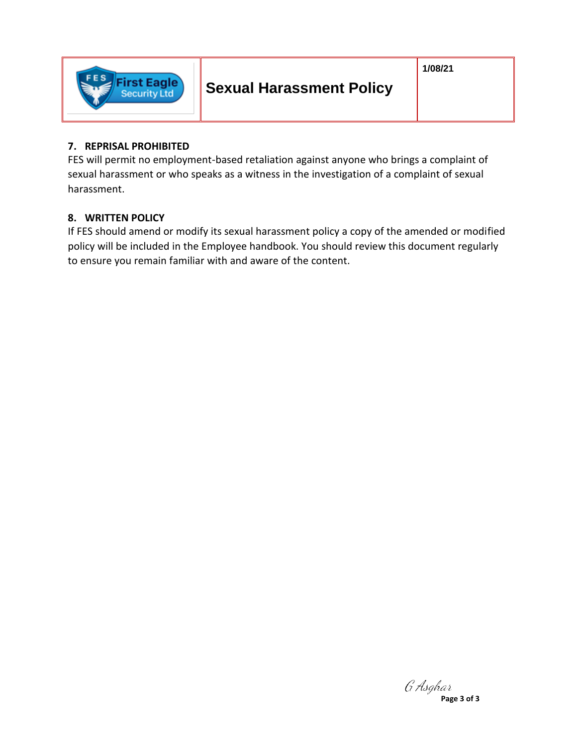## 7. REPRISAL PROHIBITED

FES will permit no employment-based retaliation against anyone who brings a complaint of sexual harassment or who speaks as a witness in the investigation of a complaint of sexual harassment.

## 8. WRITTEN POLICY

If FES should amend or modify its sexual harassment policy a copy of the amended or modified policy will be included in the Employee handbook. You should review this document regularly to ensure you remain familiar with and aware of the content.

G Asghar